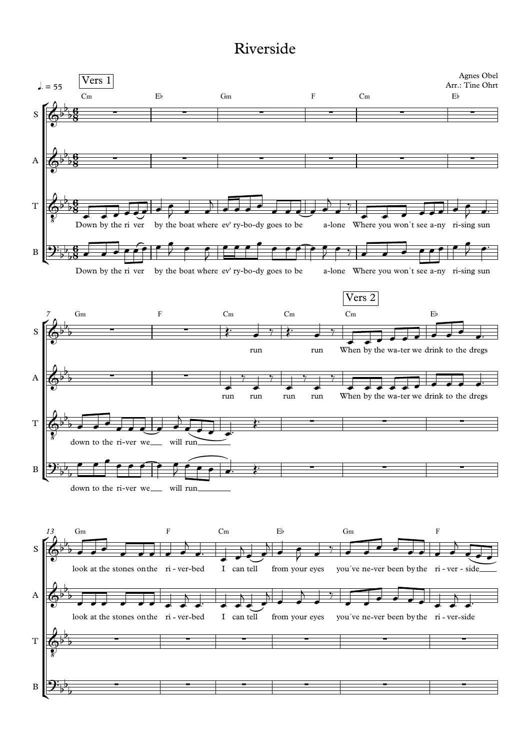# Riverside

Agnes Obel
Arr.: Tine Ohrt

♩. = 55

**Vers 1**

Cm — E♭ — Gm — F — Cm — E♭

T: Down by the ri ver by the boat where ev' ry-bo-dy goes to be a-lone Where you won´t see a-ny ri-sing sun

B: Down by the ri ver by the boat where ev' ry-bo-dy goes to be a-lone Where you won´t see a-ny ri-sing sun

7 Gm — F — Cm — Cm — Cm — E♭

S: run run

A: run run run run

T: down to the ri-ver we will run

B: down to the ri-ver we will run

**Vers 2**

S: When by the wa-ter we drink to the dregs

A: When by the wa-ter we drink to the dregs

13 Gm — F — Cm — E♭ — Gm — F

S: look at the stones on the ri - ver-bed I can tell from your eyes you´ve ne-ver been by the ri - ver - side

A: look at the stones on the ri - ver-bed I can tell from your eyes you´ve ne-ver been by the ri - ver-side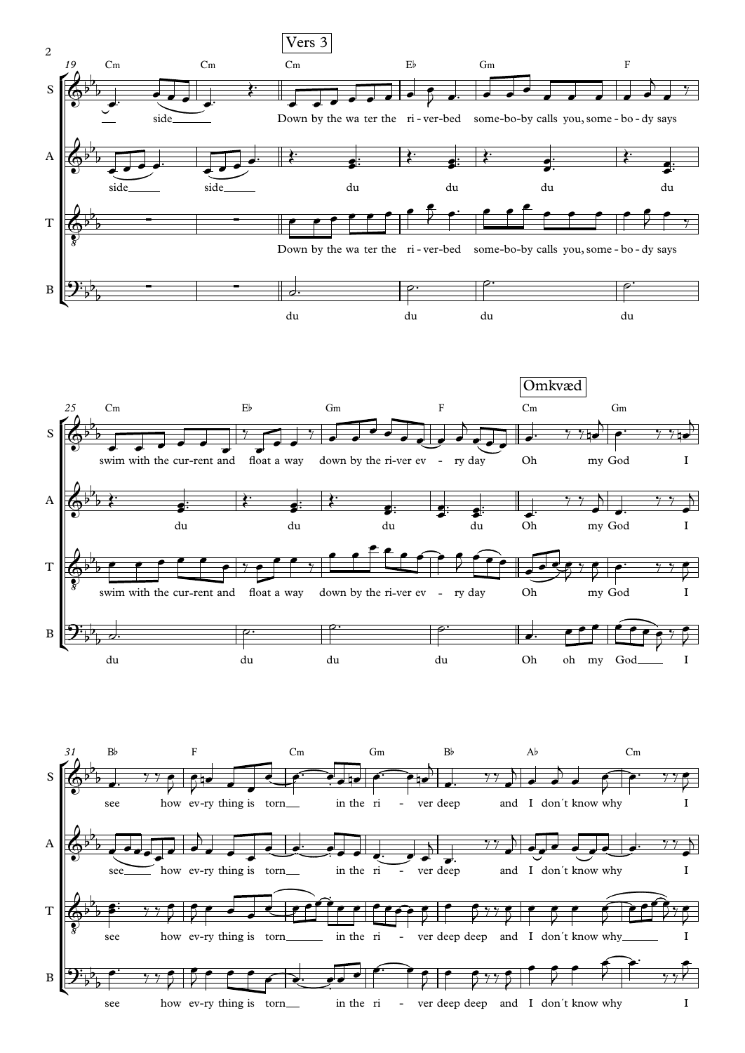## Vers 3

Down by the water the river-bed somebody calls you, somebody says swim with the current and float away down by the river every day

## Omkvæd

Oh my God I see how every thing is torn in the river deep and I don´t know why I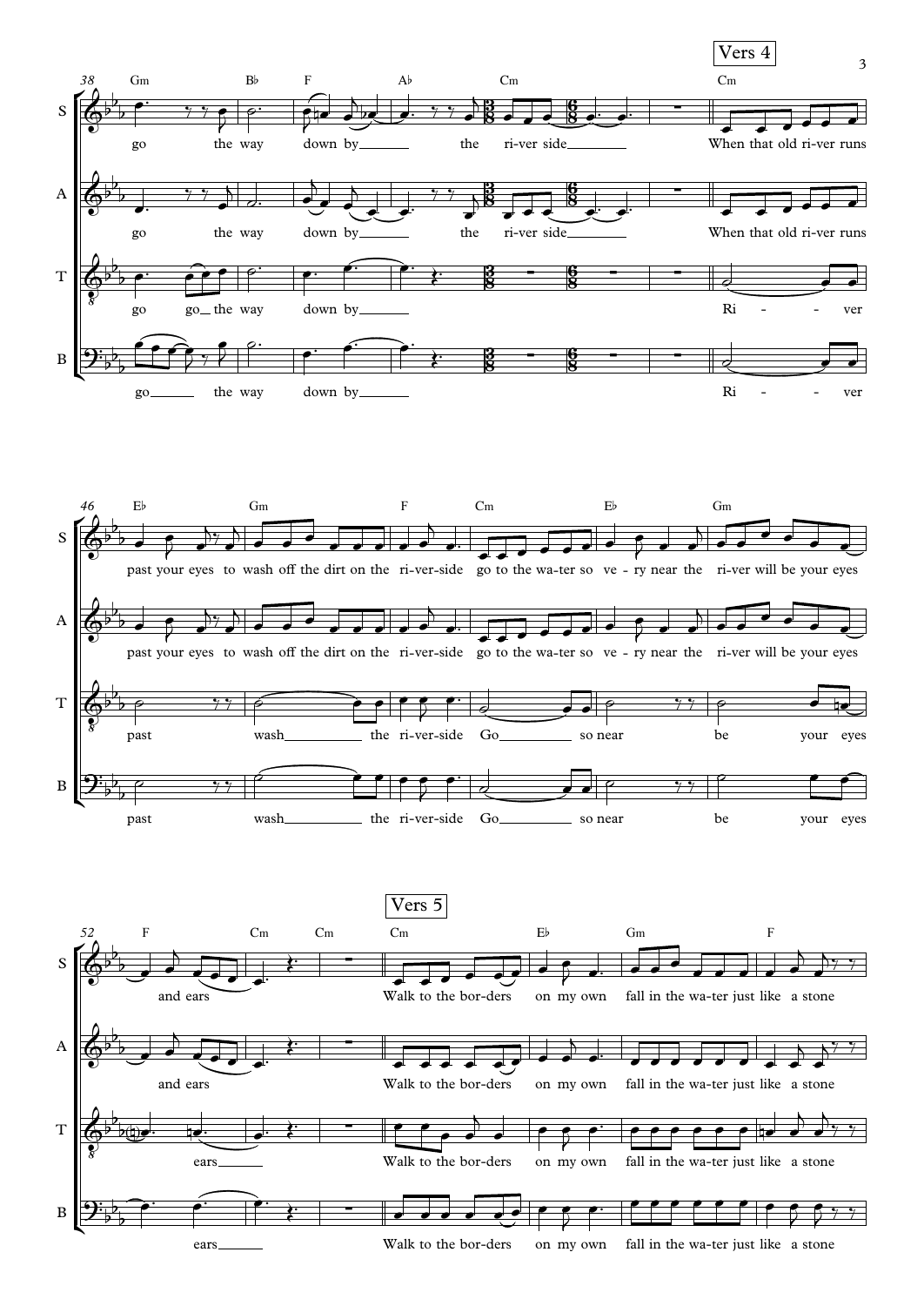**Vers 4**

go the way down by the river side

When that old river runs past your eyes to wash off the dirt on the river-side go to the water so very near the river will be your eyes and ears

**Vers 5**

Walk to the borders on my own fall in the water just like a stone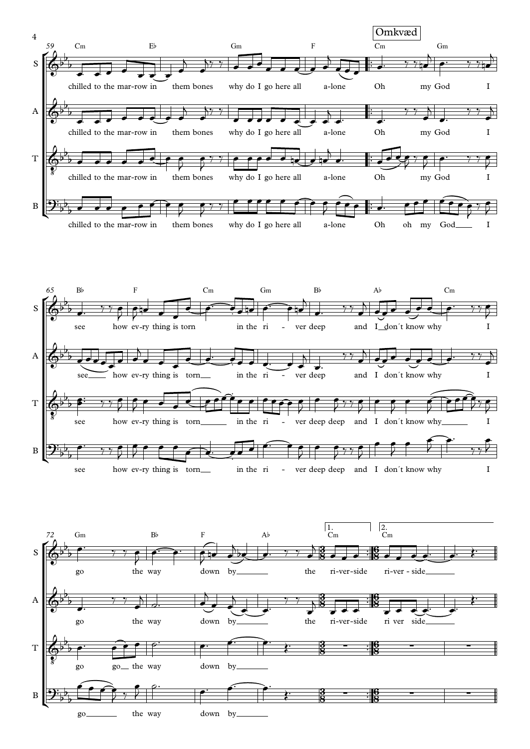**Omkvæd**

**Measures 59–64**

Chords: Cm, E♭, Gm, F, Cm, Gm

- S: chilled to the mar-row in them bones why do I go here all a-lone Oh my God I
- A: chilled to the mar-row in them bones why do I go here all a-lone Oh my God I
- T: chilled to the mar-row in them bones why do I go here all a-lone Oh my God I
- B: chilled to the mar-row in them bones why do I go here all a-lone Oh oh my God I

**Measures 65–71**

Chords: B♭, F, Cm, Gm, B♭, A♭, Cm

- S: see how ev-ry thing is torn in the ri - ver deep and I don´t know why I
- A: see how ev-ry thing is torn in the ri - ver deep and I don´t know why I
- T: see how ev-ry thing is torn in the ri - ver deep deep and I don´t know why I
- B: see how ev-ry thing is torn in the ri - ver deep deep and I don´t know why I

**Measures 72–78**

Chords: Gm, B♭, F, A♭, Cm (1.), Cm (2.)

- S: go the way down by the ri-ver-side ri-ver - side
- A: go the way down by the ri-ver-side ri ver side
- T: go go the way down by
- B: go the way down by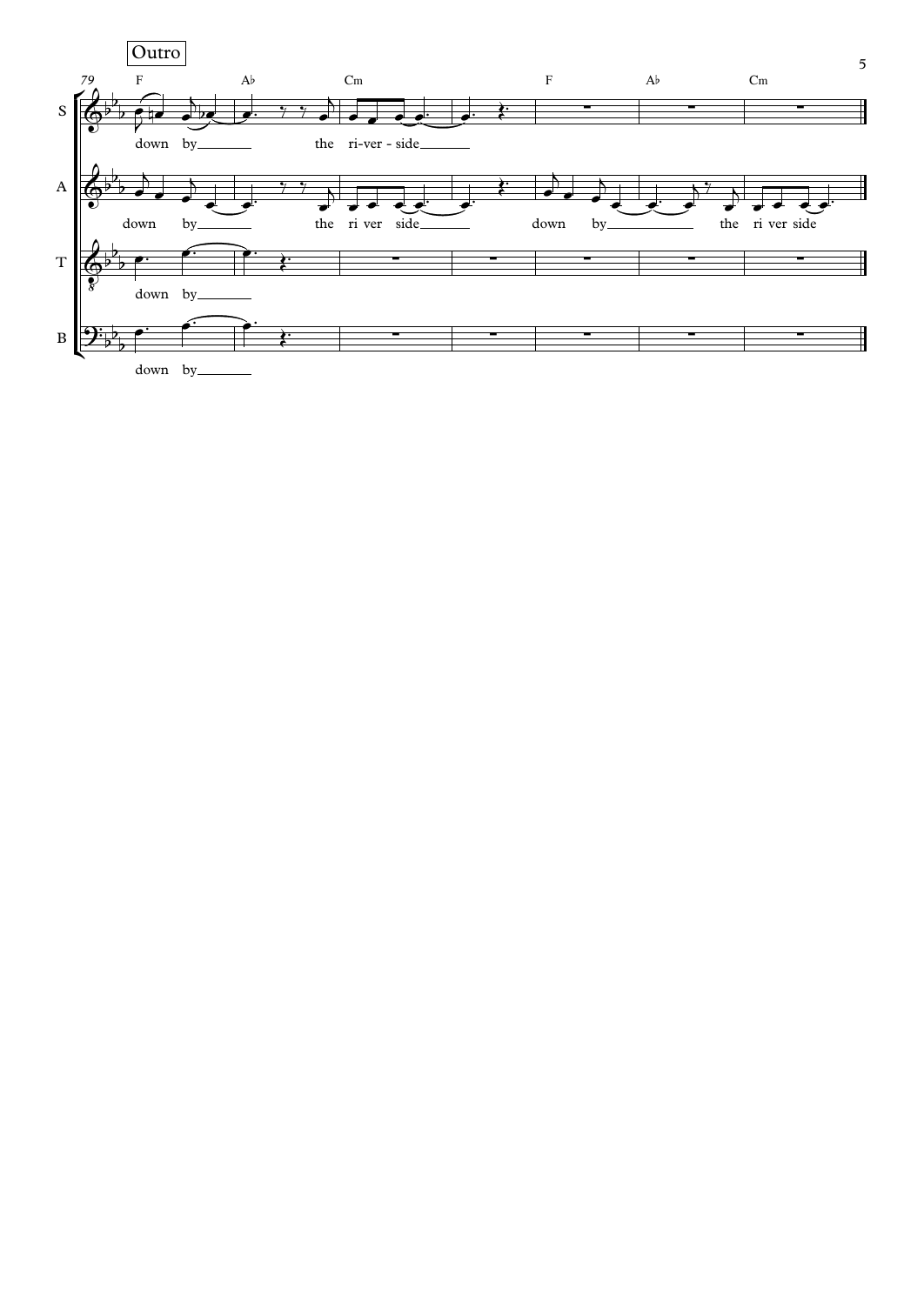Outro

79

F Ab Cm F Ab Cm

S: down by the ri-ver - side

A: down by the ri ver side down by the ri ver side

T: down by

B: down by